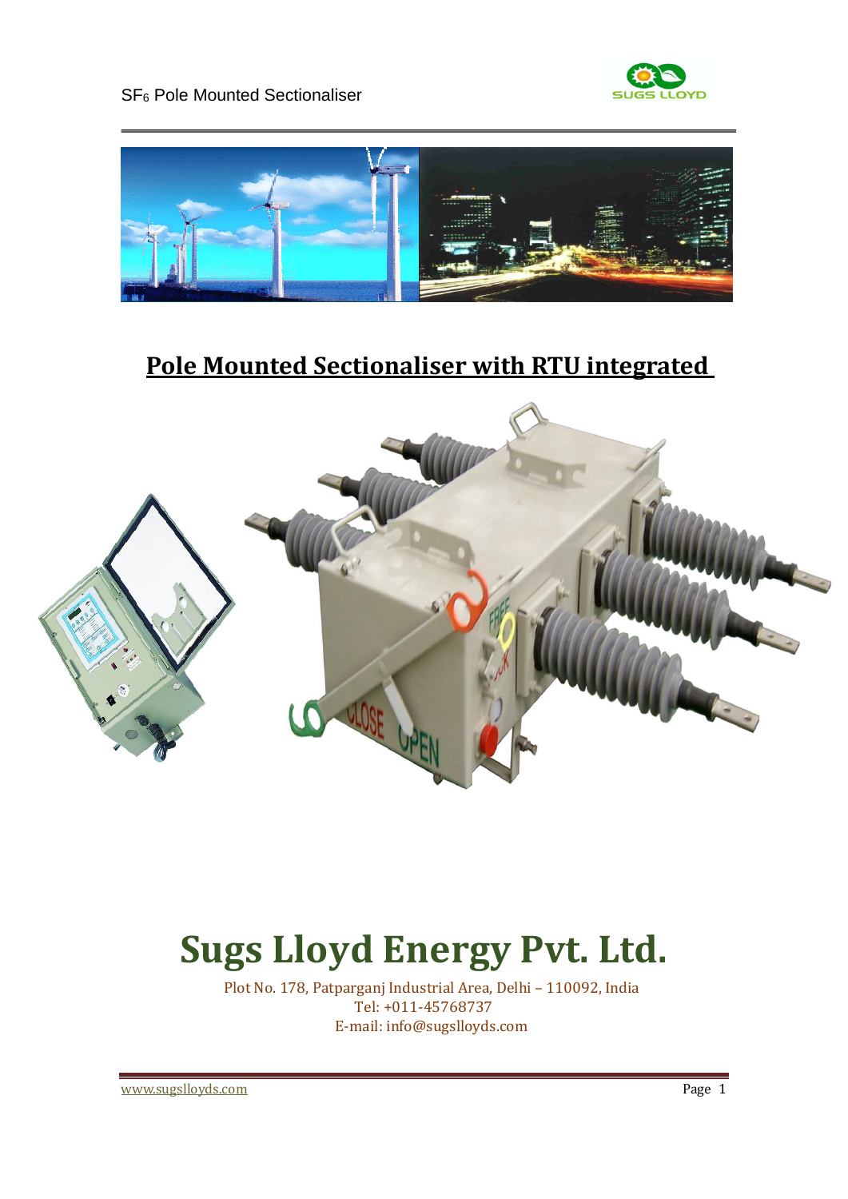# Pole Mounted Sectionaliser with RTU integrated

# Sugs Lloyd Energy Pvt. Ltd.

Plot No. 178, Patparganj Industrial Area, Delhi – 110092, India
Tel: +011-45768737
E-mail: info@sugslloyds.com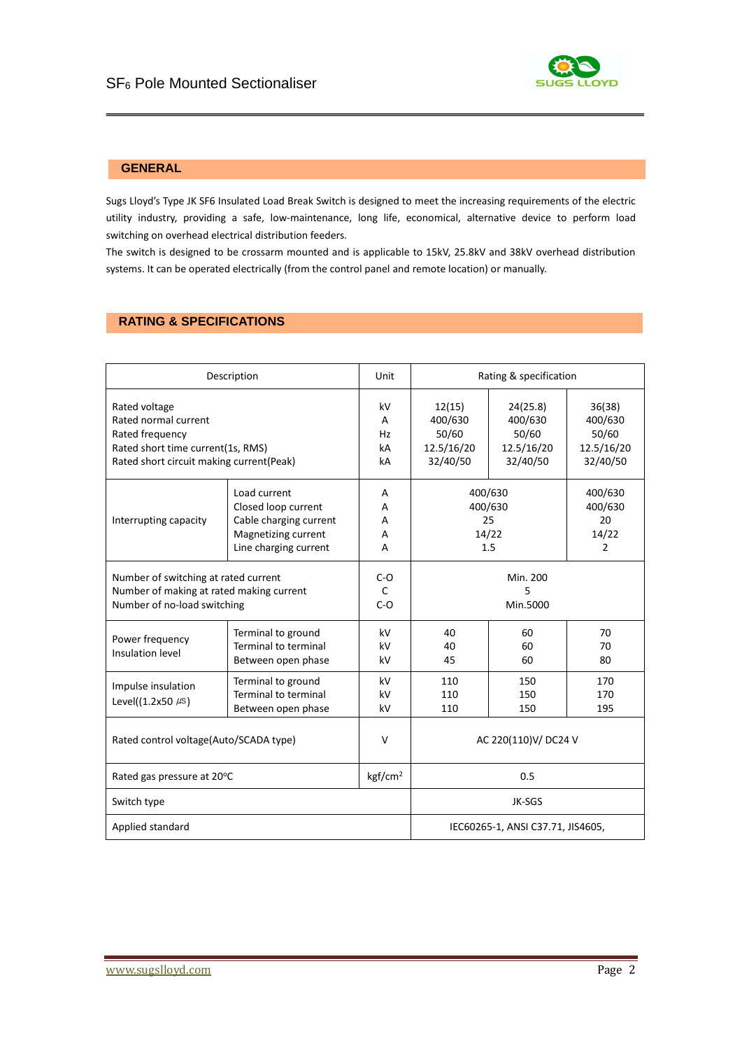## GENERAL

Sugs Lloyd's Type JK SF6 Insulated Load Break Switch is designed to meet the increasing requirements of the electric utility industry, providing a safe, low-maintenance, long life, economical, alternative device to perform load switching on overhead electrical distribution feeders.

The switch is designed to be crossarm mounted and is applicable to 15kV, 25.8kV and 38kV overhead distribution systems. It can be operated electrically (from the control panel and remote location) or manually.

## RATING & SPECIFICATIONS

| Description | | Unit | Rating & specification | | |
|---|---|---|---|---|---|
| Rated voltage<br>Rated normal current<br>Rated frequency<br>Rated short time current(1s, RMS)<br>Rated short circuit making current(Peak) | | kV<br>A<br>Hz<br>kA<br>kA | 12(15)<br>400/630<br>50/60<br>12.5/16/20<br>32/40/50 | 24(25.8)<br>400/630<br>50/60<br>12.5/16/20<br>32/40/50 | 36(38)<br>400/630<br>50/60<br>12.5/16/20<br>32/40/50 |
| Interrupting capacity | Load current<br>Closed loop current<br>Cable charging current<br>Magnetizing current<br>Line charging current | A<br>A<br>A<br>A<br>A | 400/630<br>400/630<br>25<br>14/22<br>1.5 | | 400/630<br>400/630<br>20<br>14/22<br>2 |
| Number of switching at rated current<br>Number of making at rated making current<br>Number of no-load switching | | C-O<br>C<br>C-O | Min. 200<br>5<br>Min.5000 | | |
| Power frequency Insulation level | Terminal to ground<br>Terminal to terminal<br>Between open phase | kV<br>kV<br>kV | 40<br>40<br>45 | 60<br>60<br>60 | 70<br>70<br>80 |
| Impulse insulation Level((1.2x50 ㎲) | Terminal to ground<br>Terminal to terminal<br>Between open phase | kV<br>kV<br>kV | 110<br>110<br>110 | 150<br>150<br>150 | 170<br>170<br>195 |
| Rated control voltage(Auto/SCADA type) | | V | AC 220(110)V/ DC24 V | | |
| Rated gas pressure at 20°C | | kgf/cm$^2$ | 0.5 | | |
| Switch type | | | JK-SGS | | |
| Applied standard | | | IEC60265-1, ANSI C37.71, JIS4605, | | |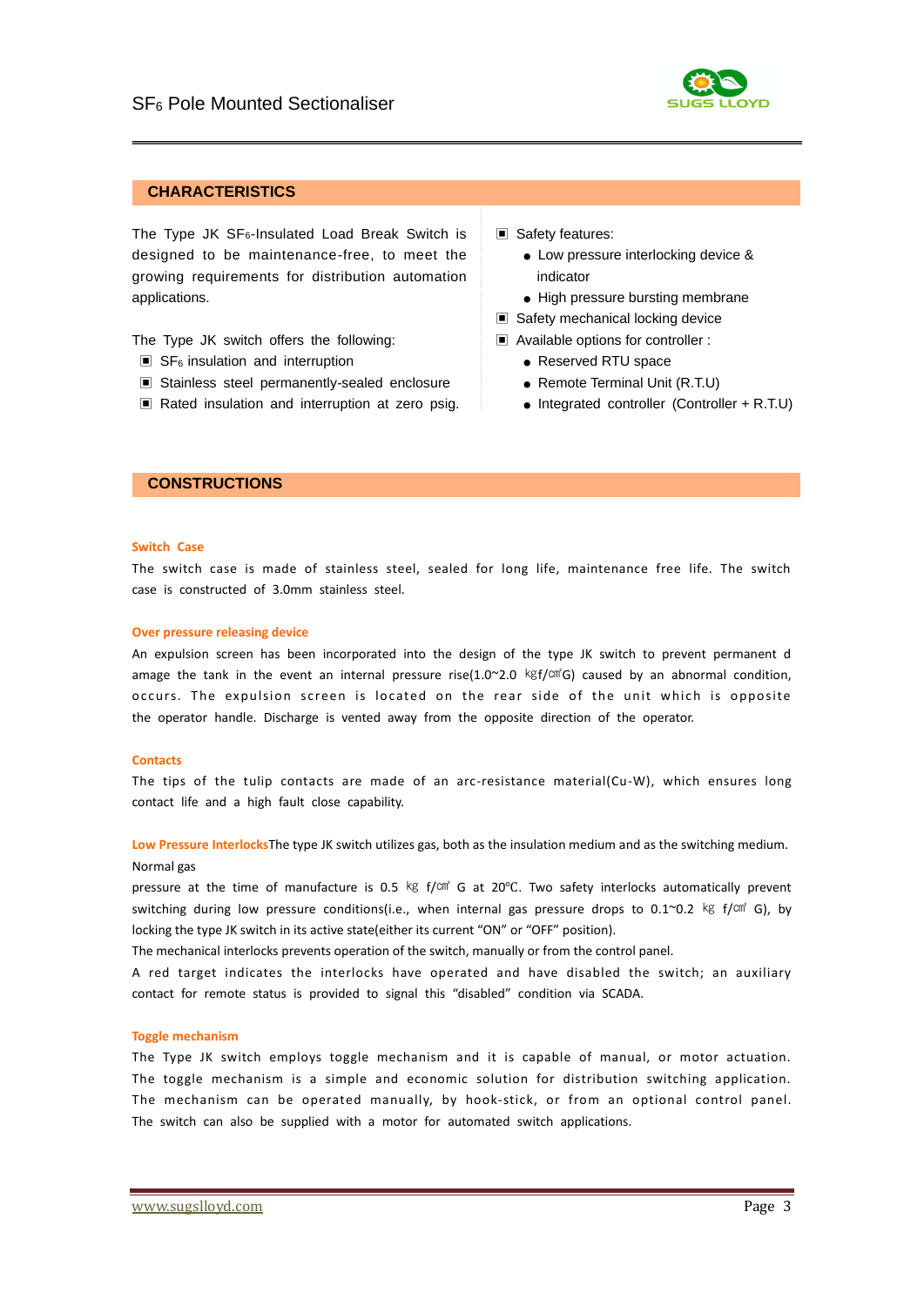## CHARACTERISTICS

The Type JK $SF_6$-Insulated Load Break Switch is designed to be maintenance-free, to meet the growing requirements for distribution automation applications.

The Type JK switch offers the following:

- ▣ $SF_6$ insulation and interruption
- ▣ Stainless steel permanently-sealed enclosure
- ▣ Rated insulation and interruption at zero psig.
- ▣ Safety features:
  - Low pressure interlocking device & indicator
  - High pressure bursting membrane
- ▣ Safety mechanical locking device
- ▣ Available options for controller :
  - Reserved RTU space
  - Remote Terminal Unit (R.T.U)
  - Integrated controller (Controller + R.T.U)

## CONSTRUCTIONS

### Switch Case

The switch case is made of stainless steel, sealed for long life, maintenance free life. The switch case is constructed of 3.0mm stainless steel.

### Over pressure releasing device

An expulsion screen has been incorporated into the design of the type JK switch to prevent permanent d amage the tank in the event an internal pressure rise(1.0~2.0 ㎏f/㎠G) caused by an abnormal condition, occurs. The expulsion screen is located on the rear side of the unit which is opposite the operator handle. Discharge is vented away from the opposite direction of the operator.

### Contacts

The tips of the tulip contacts are made of an arc-resistance material(Cu-W), which ensures long contact life and a high fault close capability.

**Low Pressure Interlocks** The type JK switch utilizes gas, both as the insulation medium and as the switching medium. Normal gas pressure at the time of manufacture is 0.5 ㎏ f/㎠ G at 20℃. Two safety interlocks automatically prevent switching during low pressure conditions(i.e., when internal gas pressure drops to 0.1~0.2 ㎏ f/㎠ G), by locking the type JK switch in its active state(either its current “ON” or “OFF” position).

The mechanical interlocks prevents operation of the switch, manually or from the control panel.

A red target indicates the interlocks have operated and have disabled the switch; an auxiliary contact for remote status is provided to signal this “disabled” condition via SCADA.

### Toggle mechanism

The Type JK switch employs toggle mechanism and it is capable of manual, or motor actuation. The toggle mechanism is a simple and economic solution for distribution switching application. The mechanism can be operated manually, by hook-stick, or from an optional control panel. The switch can also be supplied with a motor for automated switch applications.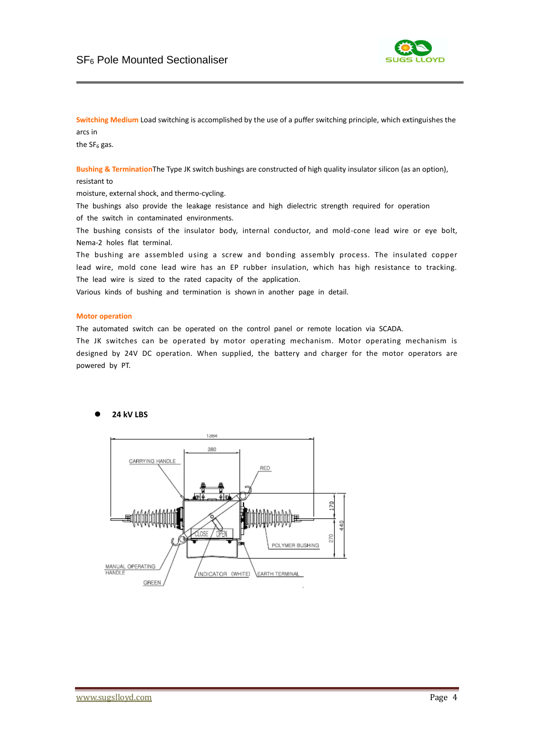**Switching Medium** Load switching is accomplished by the use of a puffer switching principle, which extinguishes the arcs in
the $SF_6$ gas.

**Bushing & Termination**The Type JK switch bushings are constructed of high quality insulator silicon (as an option), resistant to
moisture, external shock, and thermo-cycling.
The bushings also provide the leakage resistance and high dielectric strength required for operation of the switch in contaminated environments.
The bushing consists of the insulator body, internal conductor, and mold-cone lead wire or eye bolt, Nema-2 holes flat terminal.
The bushing are assembled using a screw and bonding assembly process. The insulated copper lead wire, mold cone lead wire has an EP rubber insulation, which has high resistance to tracking. The lead wire is sized to the rated capacity of the application.
Various kinds of bushing and termination is shown in another page in detail.

**Motor operation**

The automated switch can be operated on the control panel or remote location via SCADA.
The JK switches can be operated by motor operating mechanism. Motor operating mechanism is designed by 24V DC operation. When supplied, the battery and charger for the motor operators are powered by PT.

- **24 kV LBS**

1384
380
CARRYING HANDLE
RED
170
440
270
CLOSE
OPEN
POLYMER BUSHING
MANUAL OPERATING HANDLE
GREEN
INDICATOR (WHITE)
EARTH TERMINAL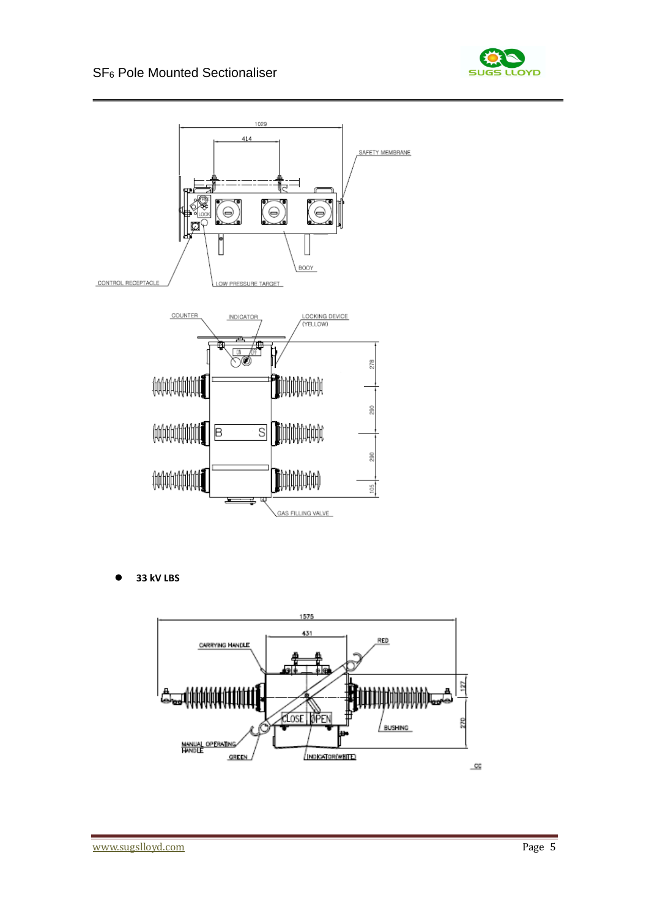1029

414

SAFETY MEMBRANE

BODY

CONTROL RECEPTACLE

LOW PRESSURE TARGET

COUNTER

INDICATOR

LOCKING DEVICE (YELLOW)

278

290

290

105

GAS FILLING VALVE

- **33 kV LBS**

1575

431

CARRYING HANDLE

RED

127

CLOSE OPEN

BUSHING

270

MANUAL OPERATING HANDLE

GREEN

INDICATOR(WHITE)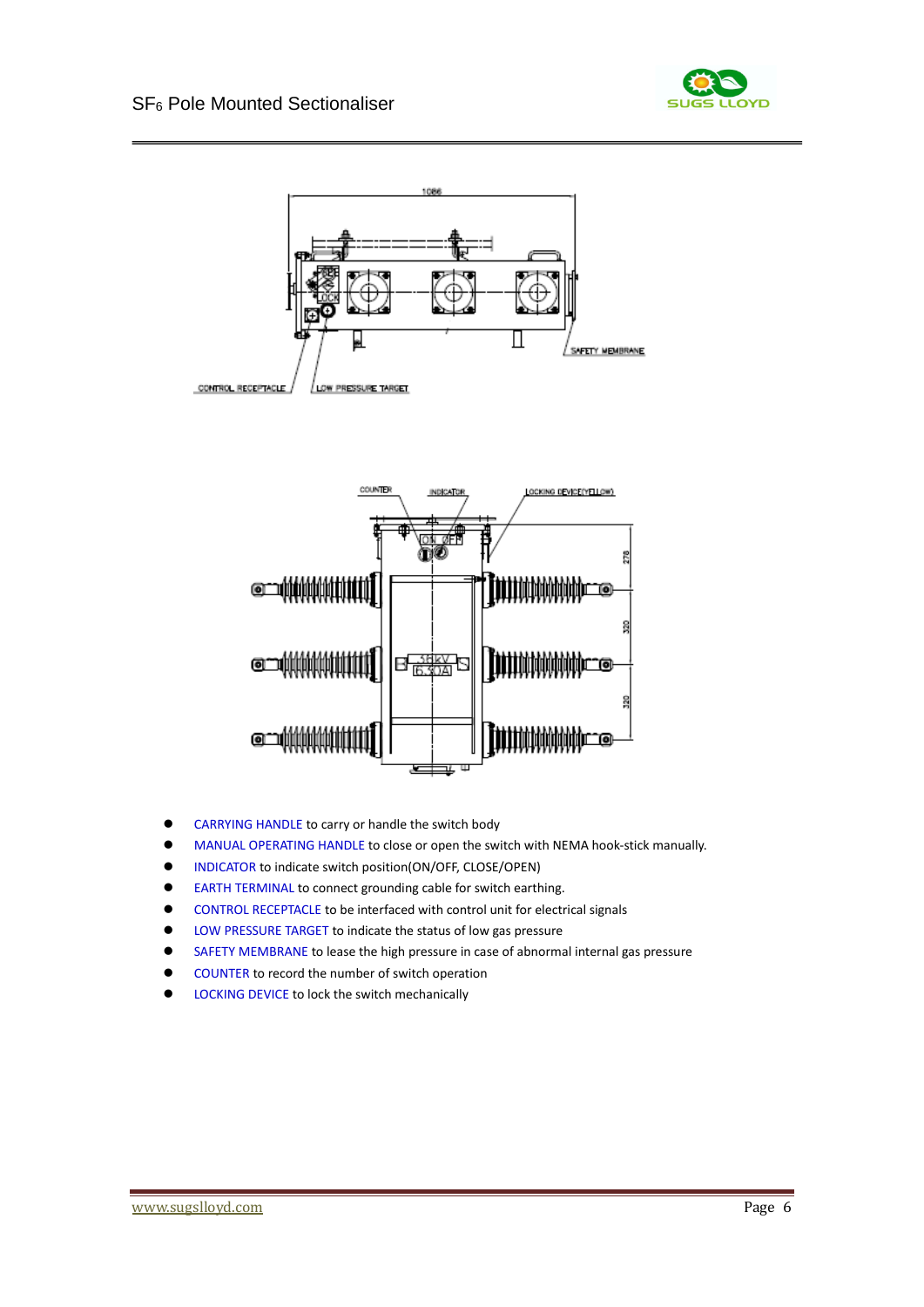- CARRYING HANDLE to carry or handle the switch body
- MANUAL OPERATING HANDLE to close or open the switch with NEMA hook-stick manually.
- INDICATOR to indicate switch position(ON/OFF, CLOSE/OPEN)
- EARTH TERMINAL to connect grounding cable for switch earthing.
- CONTROL RECEPTACLE to be interfaced with control unit for electrical signals
- LOW PRESSURE TARGET to indicate the status of low gas pressure
- SAFETY MEMBRANE to lease the high pressure in case of abnormal internal gas pressure
- COUNTER to record the number of switch operation
- LOCKING DEVICE to lock the switch mechanically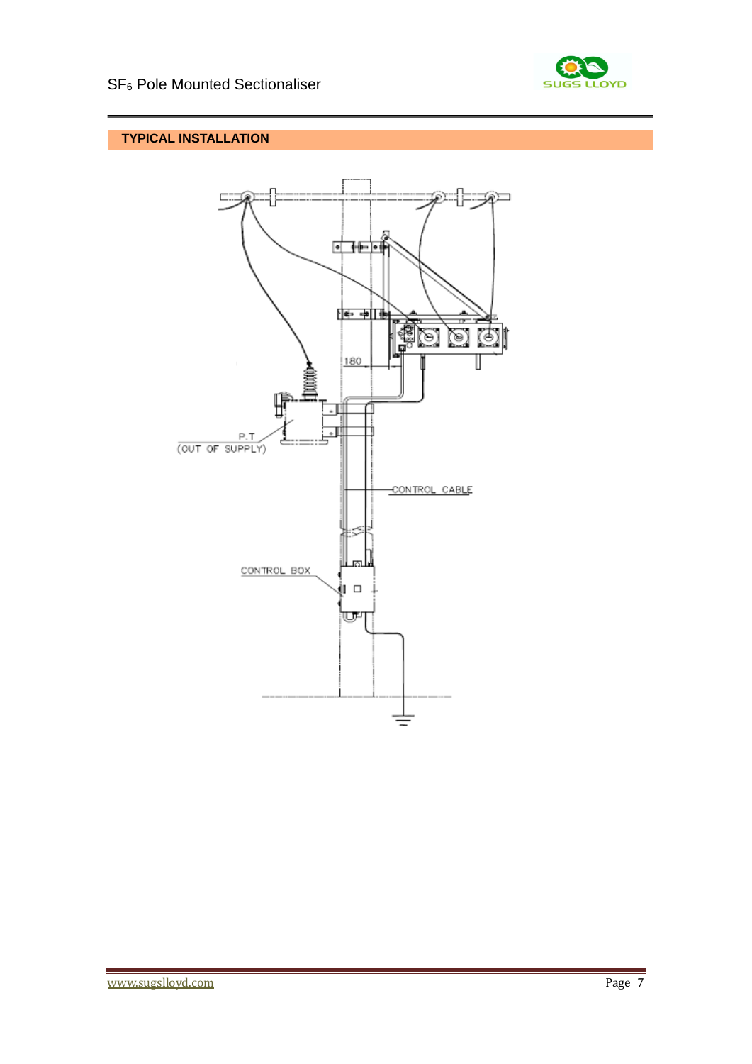## TYPICAL INSTALLATION

180

P.T
(OUT OF SUPPLY)

CONTROL CABLE

CONTROL BOX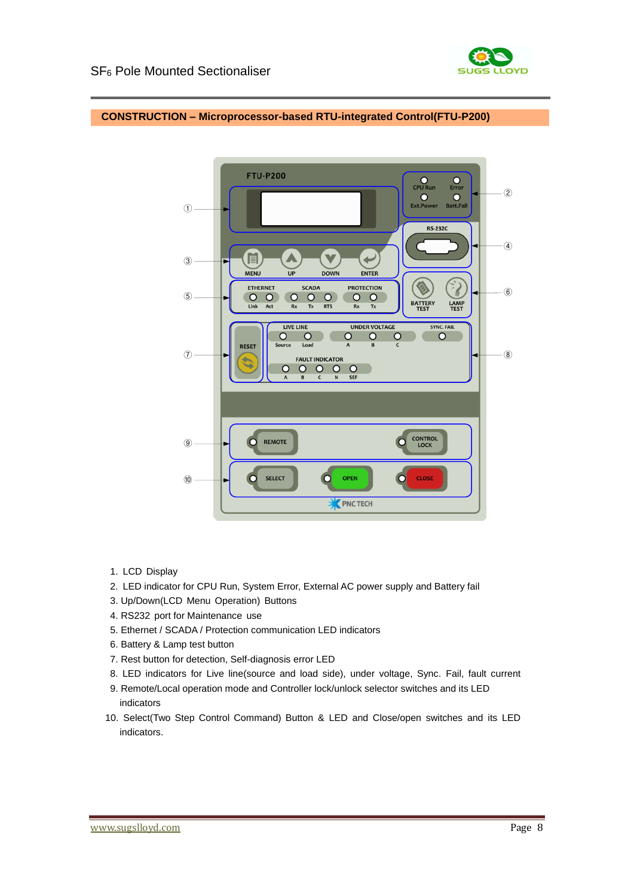## CONSTRUCTION – Microprocessor-based RTU-integrated Control(FTU-P200)

FTU-P200

CPU Run
Error
Ext.Power
Batt.Fail

RS-232C

MENU
UP
DOWN
ENTER

ETHERNET
Link
Act
SCADA
Rx
Tx
RTS
PROTECTION
Rx
Tx

BATTERY TEST
LAMP TEST

RESET

LIVE LINE
Source
Load
UNDER VOLTAGE
A
B
C
SYNC. FAIL

FAULT INDICATOR
A
B
C
N
SEF

REMOTE
CONTROL LOCK

SELECT
OPEN
CLOSE

PNC TECH

①
②
③
④
⑤
⑥
⑦
⑧
⑨
⑩

1. LCD Display
2. LED indicator for CPU Run, System Error, External AC power supply and Battery fail
3. Up/Down(LCD Menu Operation) Buttons
4. RS232 port for Maintenance use
5. Ethernet / SCADA / Protection communication LED indicators
6. Battery & Lamp test button
7. Rest button for detection, Self-diagnosis error LED
8. LED indicators for Live line(source and load side), under voltage, Sync. Fail, fault current
9. Remote/Local operation mode and Controller lock/unlock selector switches and its LED indicators
10. Select(Two Step Control Command) Button & LED and Close/open switches and its LED indicators.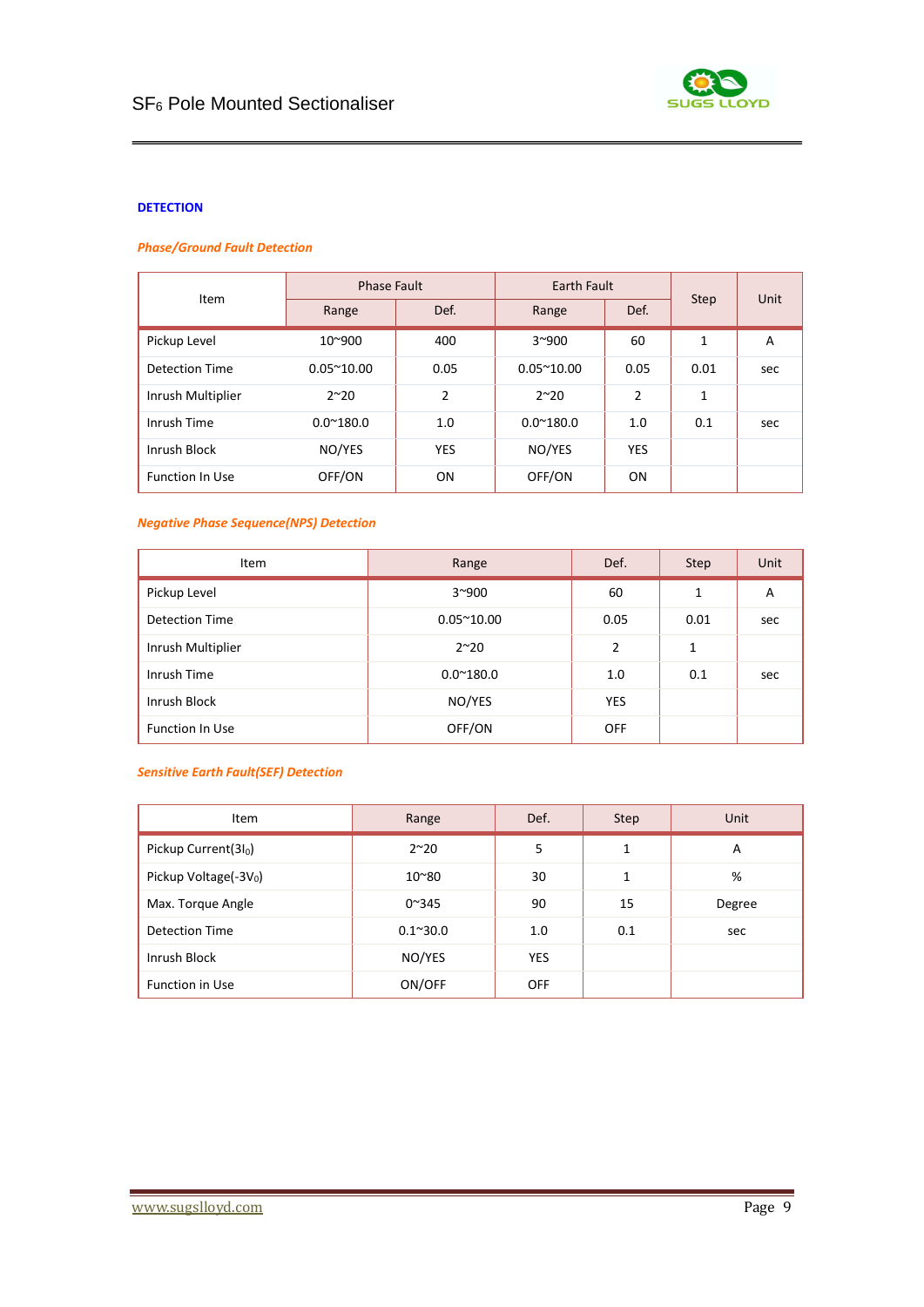## DETECTION

### *Phase/Ground Fault Detection*

| Item | Phase Fault | | Earth Fault | | Step | Unit |
|---|---|---|---|---|---|---|
| | Range | Def. | Range | Def. | | |
| Pickup Level | 10~900 | 400 | 3~900 | 60 | 1 | A |
| Detection Time | 0.05~10.00 | 0.05 | 0.05~10.00 | 0.05 | 0.01 | sec |
| Inrush Multiplier | 2~20 | 2 | 2~20 | 2 | 1 | |
| Inrush Time | 0.0~180.0 | 1.0 | 0.0~180.0 | 1.0 | 0.1 | sec |
| Inrush Block | NO/YES | YES | NO/YES | YES | | |
| Function In Use | OFF/ON | ON | OFF/ON | ON | | |

### *Negative Phase Sequence(NPS) Detection*

| Item | Range | Def. | Step | Unit |
|---|---|---|---|---|
| Pickup Level | 3~900 | 60 | 1 | A |
| Detection Time | 0.05~10.00 | 0.05 | 0.01 | sec |
| Inrush Multiplier | 2~20 | 2 | 1 | |
| Inrush Time | 0.0~180.0 | 1.0 | 0.1 | sec |
| Inrush Block | NO/YES | YES | | |
| Function In Use | OFF/ON | OFF | | |

### *Sensitive Earth Fault(SEF) Detection*

| Item | Range | Def. | Step | Unit |
|---|---|---|---|---|
| Pickup Current($3I_0$) | 2~20 | 5 | 1 | A |
| Pickup Voltage($-3V_0$) | 10~80 | 30 | 1 | % |
| Max. Torque Angle | 0~345 | 90 | 15 | Degree |
| Detection Time | 0.1~30.0 | 1.0 | 0.1 | sec |
| Inrush Block | NO/YES | YES | | |
| Function in Use | ON/OFF | OFF | | |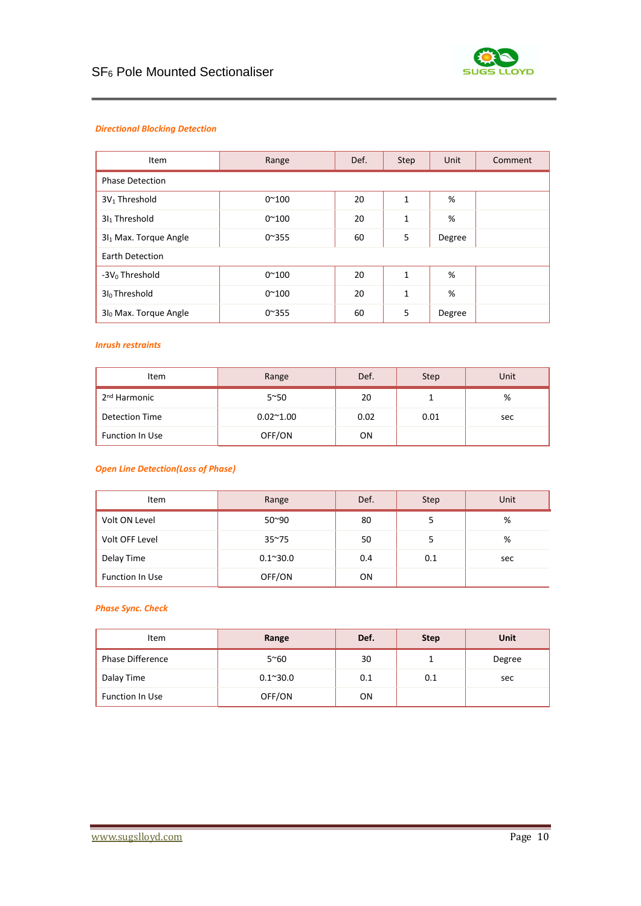### *Directional Blocking Detection*

| Item | Range | Def. | Step | Unit | Comment |
|---|---|---|---|---|---|
| Phase Detection | | | | | |
| $3V_1$ Threshold | 0~100 | 20 | 1 | % | |
| $3I_1$ Threshold | 0~100 | 20 | 1 | % | |
| $3I_1$ Max. Torque Angle | 0~355 | 60 | 5 | Degree | |
| Earth Detection | | | | | |
| $-3V_0$ Threshold | 0~100 | 20 | 1 | % | |
| $3I_0$ Threshold | 0~100 | 20 | 1 | % | |
| $3I_0$ Max. Torque Angle | 0~355 | 60 | 5 | Degree | |

### *Inrush restraints*

| Item | Range | Def. | Step | Unit |
|---|---|---|---|---|
| 2nd Harmonic | 5~50 | 20 | 1 | % |
| Detection Time | 0.02~1.00 | 0.02 | 0.01 | sec |
| Function In Use | OFF/ON | ON | | |

### *Open Line Detection(Loss of Phase)*

| Item | Range | Def. | Step | Unit |
|---|---|---|---|---|
| Volt ON Level | 50~90 | 80 | 5 | % |
| Volt OFF Level | 35~75 | 50 | 5 | % |
| Delay Time | 0.1~30.0 | 0.4 | 0.1 | sec |
| Function In Use | OFF/ON | ON | | |

### *Phase Sync. Check*

| Item | **Range** | **Def.** | **Step** | **Unit** |
|---|---|---|---|---|
| Phase Difference | 5~60 | 30 | 1 | Degree |
| Dalay Time | 0.1~30.0 | 0.1 | 0.1 | sec |
| Function In Use | OFF/ON | ON | | |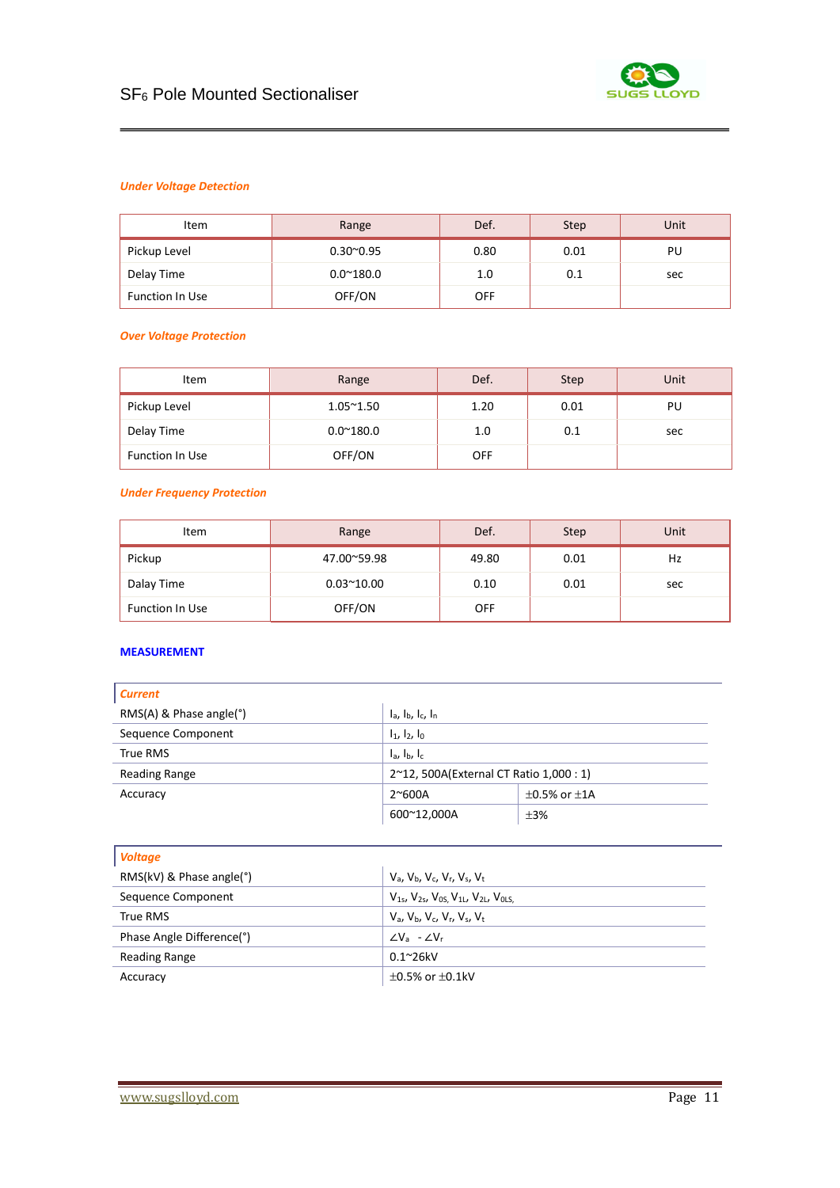### Under Voltage Detection

| Item | Range | Def. | Step | Unit |
|---|---|---|---|---|
| Pickup Level | 0.30~0.95 | 0.80 | 0.01 | PU |
| Delay Time | 0.0~180.0 | 1.0 | 0.1 | sec |
| Function In Use | OFF/ON | OFF | | |

### Over Voltage Protection

| Item | Range | Def. | Step | Unit |
|---|---|---|---|---|
| Pickup Level | 1.05~1.50 | 1.20 | 0.01 | PU |
| Delay Time | 0.0~180.0 | 1.0 | 0.1 | sec |
| Function In Use | OFF/ON | OFF | | |

### Under Frequency Protection

| Item | Range | Def. | Step | Unit |
|---|---|---|---|---|
| Pickup | 47.00~59.98 | 49.80 | 0.01 | Hz |
| Dalay Time | 0.03~10.00 | 0.10 | 0.01 | sec |
| Function In Use | OFF/ON | OFF | | |

## MEASUREMENT

| Current | | |
|---|---|---|
| RMS(A) & Phase angle(°) | $I_a$, $I_b$, $I_c$, $I_n$ | |
| Sequence Component | $I_1$, $I_2$, $I_0$ | |
| True RMS | $I_a$, $I_b$, $I_c$ | |
| Reading Range | 2~12, 500A(External CT Ratio 1,000 : 1) | |
| Accuracy | 2~600A | ±0.5% or ±1A |
| | 600~12,000A | ±3% |

| Voltage | |
|---|---|
| RMS(kV) & Phase angle(°) | $V_a$, $V_b$, $V_c$, $V_r$, $V_s$, $V_t$ |
| Sequence Component | $V_{1s}$, $V_{2s}$, $V_{0S}$, $V_{1L}$, $V_{2L}$, $V_{0LS}$ |
| True RMS | $V_a$, $V_b$, $V_c$, $V_r$, $V_s$, $V_t$ |
| Phase Angle Difference(°) | $\angle V_a$ - $\angle V_r$ |
| Reading Range | 0.1~26kV |
| Accuracy | ±0.5% or ±0.1kV |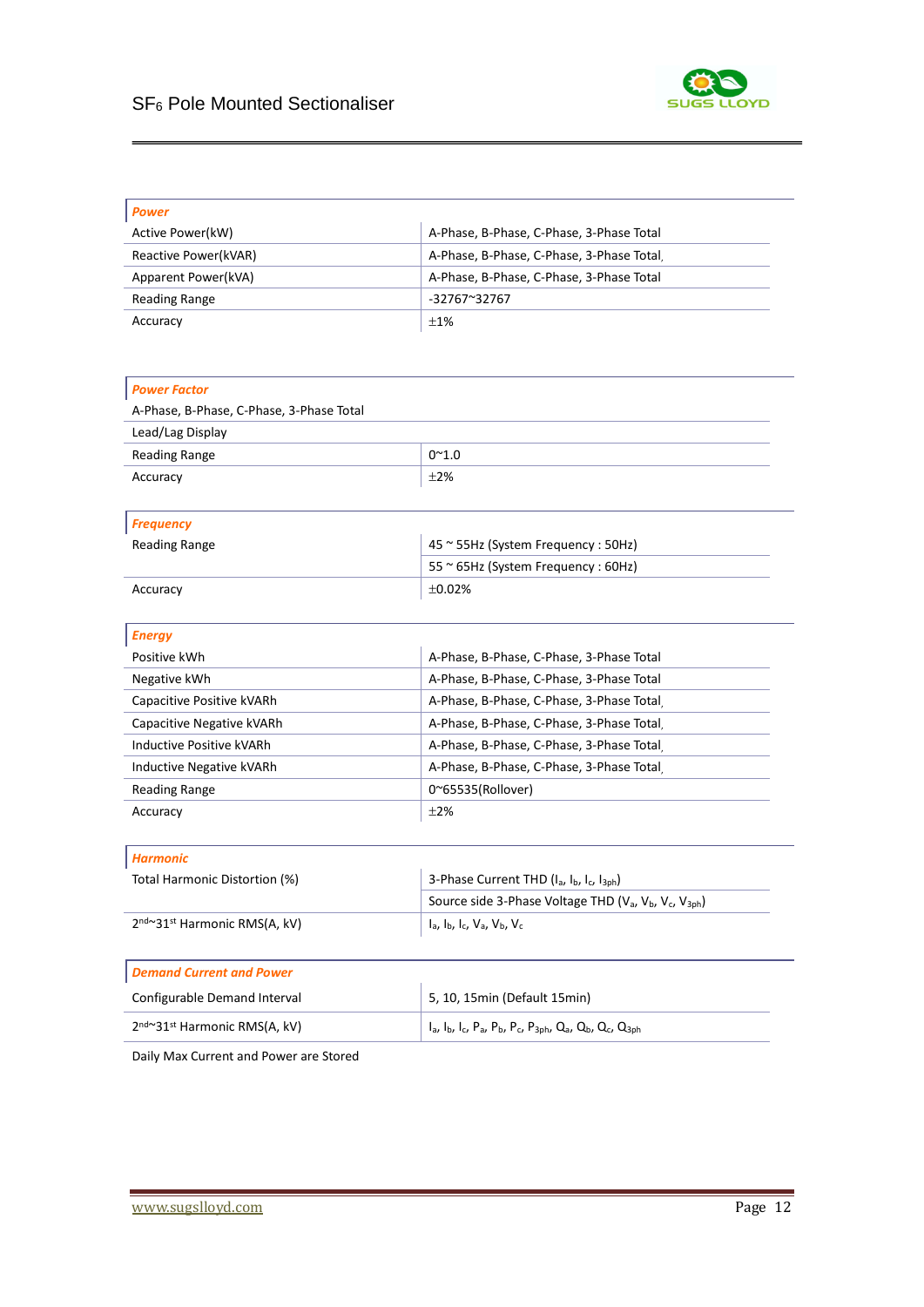| Power | |
|---|---|
| Active Power(kW) | A-Phase, B-Phase, C-Phase, 3-Phase Total |
| Reactive Power(kVAR) | A-Phase, B-Phase, C-Phase, 3-Phase Total |
| Apparent Power(kVA) | A-Phase, B-Phase, C-Phase, 3-Phase Total |
| Reading Range | -32767~32767 |
| Accuracy | ±1% |

| Power Factor | |
|---|---|
| A-Phase, B-Phase, C-Phase, 3-Phase Total | |
| Lead/Lag Display | |
| Reading Range | 0~1.0 |
| Accuracy | ±2% |

| Frequency | |
|---|---|
| Reading Range | 45 ~ 55Hz (System Frequency : 50Hz) |
| | 55 ~ 65Hz (System Frequency : 60Hz) |
| Accuracy | ±0.02% |

| Energy | |
|---|---|
| Positive kWh | A-Phase, B-Phase, C-Phase, 3-Phase Total |
| Negative kWh | A-Phase, B-Phase, C-Phase, 3-Phase Total |
| Capacitive Positive kVARh | A-Phase, B-Phase, C-Phase, 3-Phase Total |
| Capacitive Negative kVARh | A-Phase, B-Phase, C-Phase, 3-Phase Total |
| Inductive Positive kVARh | A-Phase, B-Phase, C-Phase, 3-Phase Total |
| Inductive Negative kVARh | A-Phase, B-Phase, C-Phase, 3-Phase Total |
| Reading Range | 0~65535(Rollover) |
| Accuracy | ±2% |

| Harmonic | |
|---|---|
| Total Harmonic Distortion (%) | 3-Phase Current THD ($I_a$, $I_b$, $I_c$, $I_{3ph}$) |
| | Source side 3-Phase Voltage THD ($V_a$, $V_b$, $V_c$, $V_{3ph}$) |
| $2^{nd}$~$31^{st}$ Harmonic RMS(A, kV) | $I_a$, $I_b$, $I_c$, $V_a$, $V_b$, $V_c$ |

| Demand Current and Power | |
|---|---|
| Configurable Demand Interval | 5, 10, 15min (Default 15min) |
| $2^{nd}$~$31^{st}$ Harmonic RMS(A, kV) | $I_a$, $I_b$, $I_c$, $P_a$, $P_b$, $P_c$, $P_{3ph}$, $Q_a$, $Q_b$, $Q_c$, $Q_{3ph}$ |
| Daily Max Current and Power are Stored | |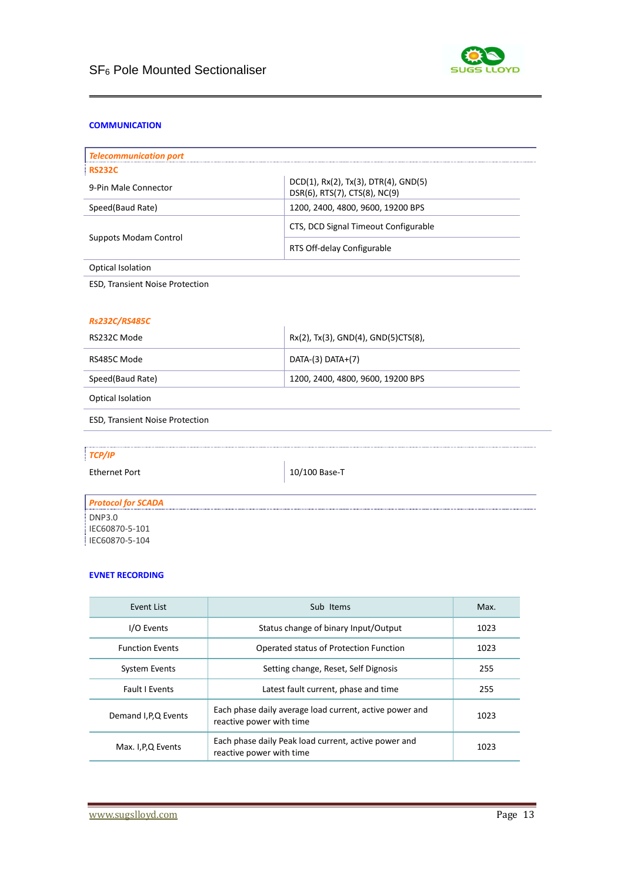## COMMUNICATION

| Telecommunication port | |
|---|---|
| **RS232C** | |
| 9-Pin Male Connector | DCD(1), Rx(2), Tx(3), DTR(4), GND(5) DSR(6), RTS(7), CTS(8), NC(9) |
| Speed(Baud Rate) | 1200, 2400, 4800, 9600, 19200 BPS |
| Suppots Modam Control | CTS, DCD Signal Timeout Configurable |
| | RTS Off-delay Configurable |
| Optical Isolation | |
| ESD, Transient Noise Protection | |

| Rs232C/RS485C | |
|---|---|
| RS232C Mode | Rx(2), Tx(3), GND(4), GND(5)CTS(8), |
| RS485C Mode | DATA-(3) DATA+(7) |
| Speed(Baud Rate) | 1200, 2400, 4800, 9600, 19200 BPS |
| Optical Isolation | |
| ESD, Transient Noise Protection | |

| TCP/IP | |
|---|---|
| Ethernet Port | 10/100 Base-T |

*Protocol for SCADA*

DNP3.0
IEC60870-5-101
IEC60870-5-104

## EVNET RECORDING

| Event List | Sub Items | Max. |
|---|---|---|
| I/O Events | Status change of binary Input/Output | 1023 |
| Function Events | Operated status of Protection Function | 1023 |
| System Events | Setting change, Reset, Self Dignosis | 255 |
| Fault I Events | Latest fault current, phase and time | 255 |
| Demand I,P,Q Events | Each phase daily average load current, active power and reactive power with time | 1023 |
| Max. I,P,Q Events | Each phase daily Peak load current, active power and reactive power with time | 1023 |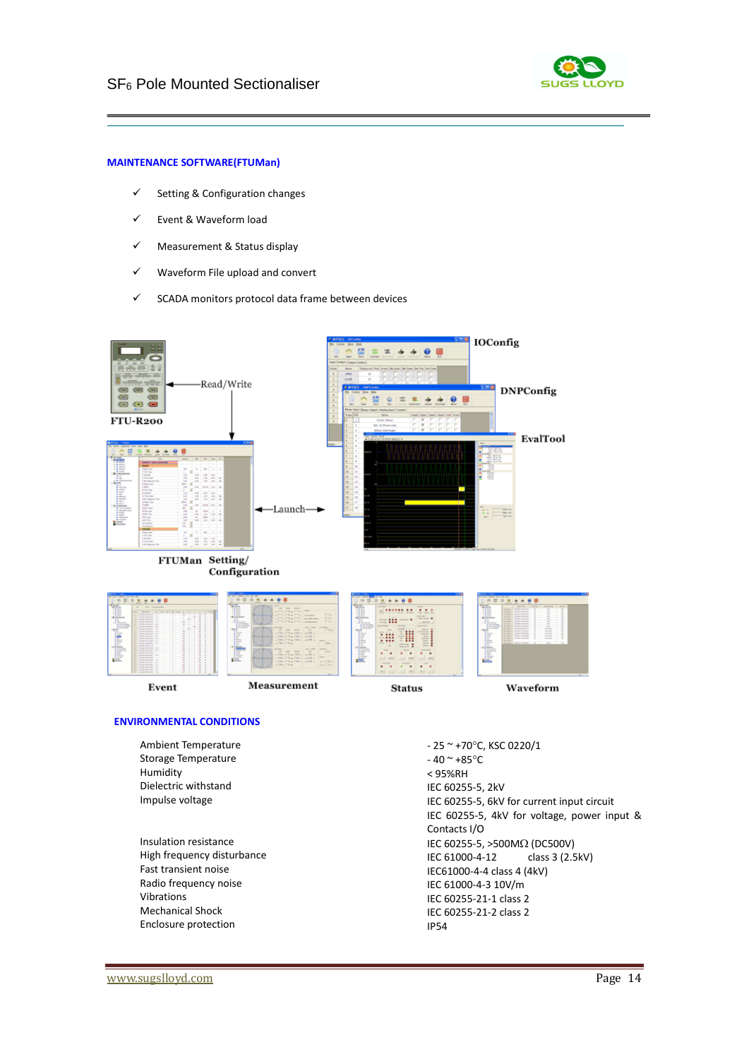## MAINTENANCE SOFTWARE(FTUMan)

- ✓ Setting & Configuration changes
- ✓ Event & Waveform load
- ✓ Measurement & Status display
- ✓ Waveform File upload and convert
- ✓ SCADA monitors protocol data frame between devices

FTU-R200

Read/Write

IOConfig

DNPConfig

EvalTool

Launch

FTUMan Setting/ Configuration

Event

Measurement

Status

Waveform

## ENVIRONMENTAL CONDITIONS

| | |
|---|---|
| Ambient Temperature | - 25 ~ +70°C, KSC 0220/1 |
| Storage Temperature | - 40 ~ +85°C |
| Humidity | < 95%RH |
| Dielectric withstand | IEC 60255-5, 2kV |
| Impulse voltage | IEC 60255-5, 6kV for current input circuit<br>IEC 60255-5, 4kV for voltage, power input & Contacts I/O |
| Insulation resistance | IEC 60255-5, >500MΩ (DC500V) |
| High frequency disturbance | IEC 61000-4-12 class 3 (2.5kV) |
| Fast transient noise | IEC61000-4-4 class 4 (4kV) |
| Radio frequency noise | IEC 61000-4-3 10V/m |
| Vibrations | IEC 60255-21-1 class 2 |
| Mechanical Shock | IEC 60255-21-2 class 2 |
| Enclosure protection | IP54 |